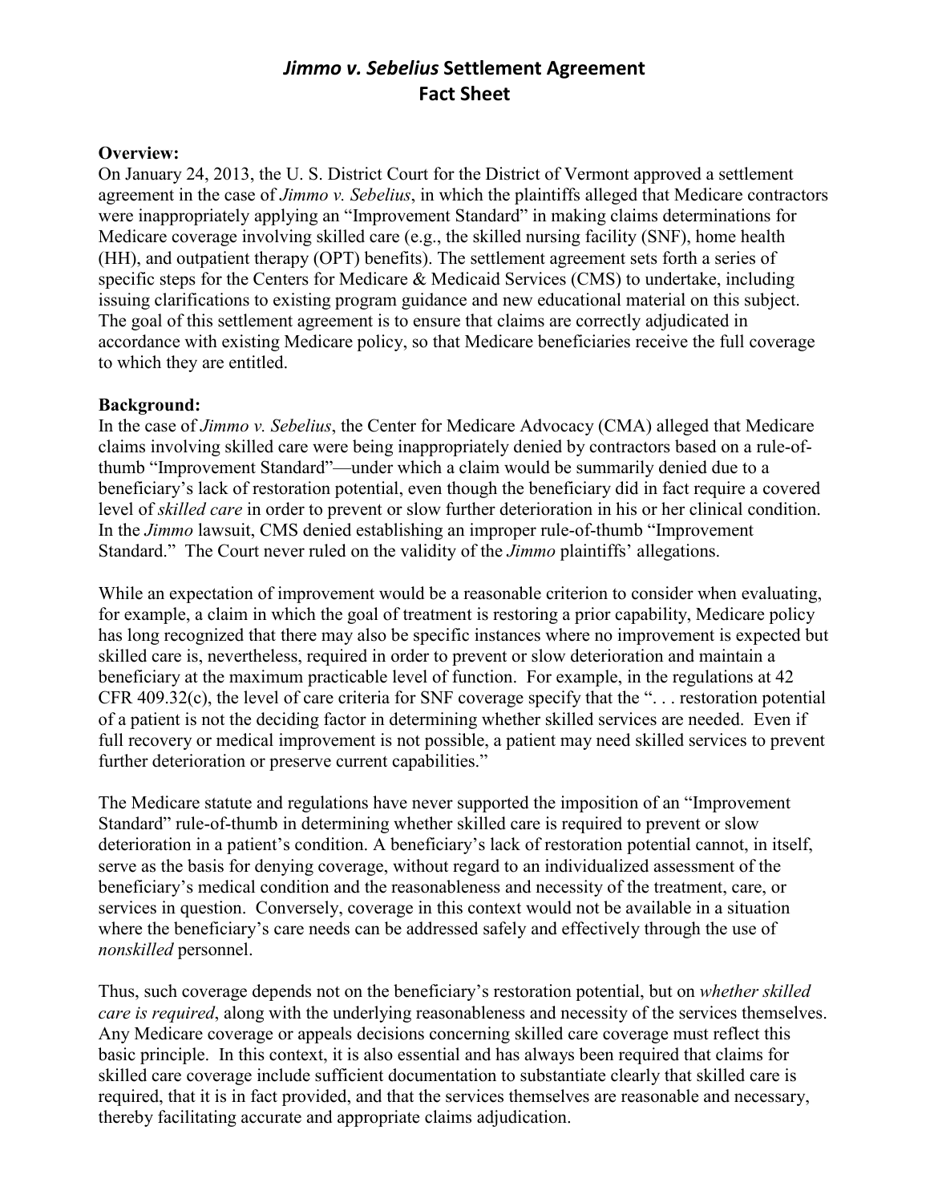# *Jimmo v. Sebelius* Settlement Agreement Fact Sheet

**Overview:**

On January 24, 2013, the U. S. District Court for the District of Vermont approved a settlement agreement in the case of *Jimmo v. Sebelius*, in which the plaintiffs alleged that Medicare contractors were inappropriately applying an "Improvement Standard" in making claims determinations for Medicare coverage involving skilled care (e.g., the skilled nursing facility (SNF), home health (HH), and outpatient therapy (OPT) benefits). The settlement agreement sets forth a series of specific steps for the Centers for Medicare & Medicaid Services (CMS) to undertake, including issuing clarifications to existing program guidance and new educational material on this subject. The goal of this settlement agreement is to ensure that claims are correctly adjudicated in accordance with existing Medicare policy, so that Medicare beneficiaries receive the full coverage to which they are entitled.

**Background:**

In the case of *Jimmo v. Sebelius*, the Center for Medicare Advocacy (CMA) alleged that Medicare claims involving skilled care were being inappropriately denied by contractors based on a rule-of-thumb "Improvement Standard"—under which a claim would be summarily denied due to a beneficiary's lack of restoration potential, even though the beneficiary did in fact require a covered level of *skilled care* in order to prevent or slow further deterioration in his or her clinical condition. In the *Jimmo* lawsuit, CMS denied establishing an improper rule-of-thumb "Improvement Standard." The Court never ruled on the validity of the *Jimmo* plaintiffs' allegations.

While an expectation of improvement would be a reasonable criterion to consider when evaluating, for example, a claim in which the goal of treatment is restoring a prior capability, Medicare policy has long recognized that there may also be specific instances where no improvement is expected but skilled care is, nevertheless, required in order to prevent or slow deterioration and maintain a beneficiary at the maximum practicable level of function. For example, in the regulations at 42 CFR 409.32(c), the level of care criteria for SNF coverage specify that the ". . . restoration potential of a patient is not the deciding factor in determining whether skilled services are needed. Even if full recovery or medical improvement is not possible, a patient may need skilled services to prevent further deterioration or preserve current capabilities."

The Medicare statute and regulations have never supported the imposition of an "Improvement Standard" rule-of-thumb in determining whether skilled care is required to prevent or slow deterioration in a patient's condition. A beneficiary's lack of restoration potential cannot, in itself, serve as the basis for denying coverage, without regard to an individualized assessment of the beneficiary's medical condition and the reasonableness and necessity of the treatment, care, or services in question. Conversely, coverage in this context would not be available in a situation where the beneficiary's care needs can be addressed safely and effectively through the use of *nonskilled* personnel.

Thus, such coverage depends not on the beneficiary's restoration potential, but on *whether skilled care is required*, along with the underlying reasonableness and necessity of the services themselves. Any Medicare coverage or appeals decisions concerning skilled care coverage must reflect this basic principle. In this context, it is also essential and has always been required that claims for skilled care coverage include sufficient documentation to substantiate clearly that skilled care is required, that it is in fact provided, and that the services themselves are reasonable and necessary, thereby facilitating accurate and appropriate claims adjudication.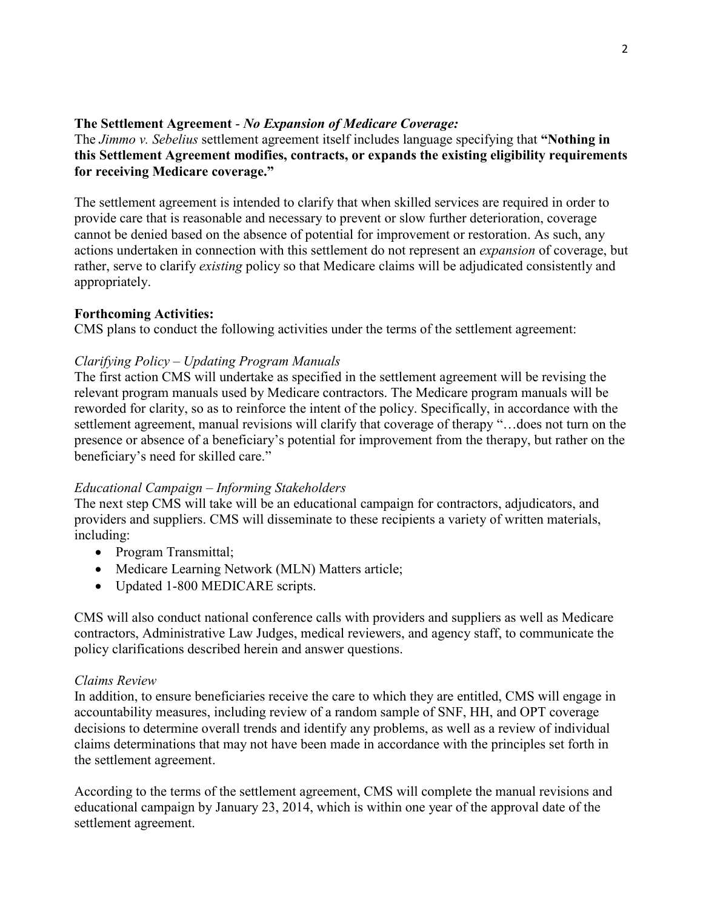**The Settlement Agreement** - ***No Expansion of Medicare Coverage:***

The *Jimmo v. Sebelius* settlement agreement itself includes language specifying that **"Nothing in this Settlement Agreement modifies, contracts, or expands the existing eligibility requirements for receiving Medicare coverage."**

The settlement agreement is intended to clarify that when skilled services are required in order to provide care that is reasonable and necessary to prevent or slow further deterioration, coverage cannot be denied based on the absence of potential for improvement or restoration. As such, any actions undertaken in connection with this settlement do not represent an *expansion* of coverage, but rather, serve to clarify *existing* policy so that Medicare claims will be adjudicated consistently and appropriately.

**Forthcoming Activities:**

CMS plans to conduct the following activities under the terms of the settlement agreement:

*Clarifying Policy – Updating Program Manuals*

The first action CMS will undertake as specified in the settlement agreement will be revising the relevant program manuals used by Medicare contractors. The Medicare program manuals will be reworded for clarity, so as to reinforce the intent of the policy. Specifically, in accordance with the settlement agreement, manual revisions will clarify that coverage of therapy "…does not turn on the presence or absence of a beneficiary's potential for improvement from the therapy, but rather on the beneficiary's need for skilled care."

*Educational Campaign – Informing Stakeholders*

The next step CMS will take will be an educational campaign for contractors, adjudicators, and providers and suppliers. CMS will disseminate to these recipients a variety of written materials, including:

- Program Transmittal;
- Medicare Learning Network (MLN) Matters article;
- Updated 1-800 MEDICARE scripts.

CMS will also conduct national conference calls with providers and suppliers as well as Medicare contractors, Administrative Law Judges, medical reviewers, and agency staff, to communicate the policy clarifications described herein and answer questions.

*Claims Review*

In addition, to ensure beneficiaries receive the care to which they are entitled, CMS will engage in accountability measures, including review of a random sample of SNF, HH, and OPT coverage decisions to determine overall trends and identify any problems, as well as a review of individual claims determinations that may not have been made in accordance with the principles set forth in the settlement agreement.

According to the terms of the settlement agreement, CMS will complete the manual revisions and educational campaign by January 23, 2014, which is within one year of the approval date of the settlement agreement.